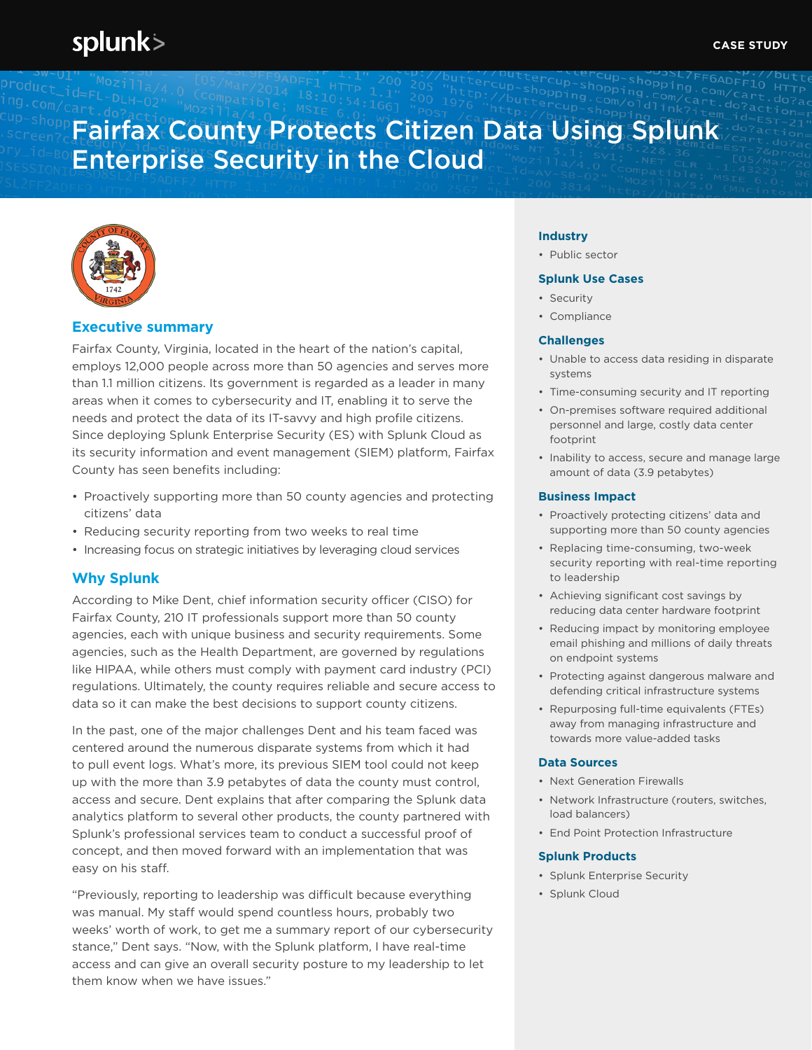CASE STUDY

# Fairfax County Protects Citizen Data Using Splunk Enterprise Security in the Cloud

## Executive summary

Fairfax County, Virginia, located in the heart of the nation's capital, employs 12,000 people across more than 50 agencies and serves more than 1.1 million citizens. Its government is regarded as a leader in many areas when it comes to cybersecurity and IT, enabling it to serve the needs and protect the data of its IT-savvy and high profile citizens. Since deploying Splunk Enterprise Security (ES) with Splunk Cloud as its security information and event management (SIEM) platform, Fairfax County has seen benefits including:

- Proactively supporting more than 50 county agencies and protecting citizens' data
- Reducing security reporting from two weeks to real time
- Increasing focus on strategic initiatives by leveraging cloud services

## Why Splunk

According to Mike Dent, chief information security officer (CISO) for Fairfax County, 210 IT professionals support more than 50 county agencies, each with unique business and security requirements. Some agencies, such as the Health Department, are governed by regulations like HIPAA, while others must comply with payment card industry (PCI) regulations. Ultimately, the county requires reliable and secure access to data so it can make the best decisions to support county citizens.

In the past, one of the major challenges Dent and his team faced was centered around the numerous disparate systems from which it had to pull event logs. What's more, its previous SIEM tool could not keep up with the more than 3.9 petabytes of data the county must control, access and secure. Dent explains that after comparing the Splunk data analytics platform to several other products, the county partnered with Splunk's professional services team to conduct a successful proof of concept, and then moved forward with an implementation that was easy on his staff.

"Previously, reporting to leadership was difficult because everything was manual. My staff would spend countless hours, probably two weeks' worth of work, to get me a summary report of our cybersecurity stance," Dent says. "Now, with the Splunk platform, I have real-time access and can give an overall security posture to my leadership to let them know when we have issues."

### Industry

- Public sector

### Splunk Use Cases

- Security
- Compliance

### Challenges

- Unable to access data residing in disparate systems
- Time-consuming security and IT reporting
- On-premises software required additional personnel and large, costly data center footprint
- Inability to access, secure and manage large amount of data (3.9 petabytes)

### Business Impact

- Proactively protecting citizens' data and supporting more than 50 county agencies
- Replacing time-consuming, two-week security reporting with real-time reporting to leadership
- Achieving significant cost savings by reducing data center hardware footprint
- Reducing impact by monitoring employee email phishing and millions of daily threats on endpoint systems
- Protecting against dangerous malware and defending critical infrastructure systems
- Repurposing full-time equivalents (FTEs) away from managing infrastructure and towards more value-added tasks

### Data Sources

- Next Generation Firewalls
- Network Infrastructure (routers, switches, load balancers)
- End Point Protection Infrastructure

### Splunk Products

- Splunk Enterprise Security
- Splunk Cloud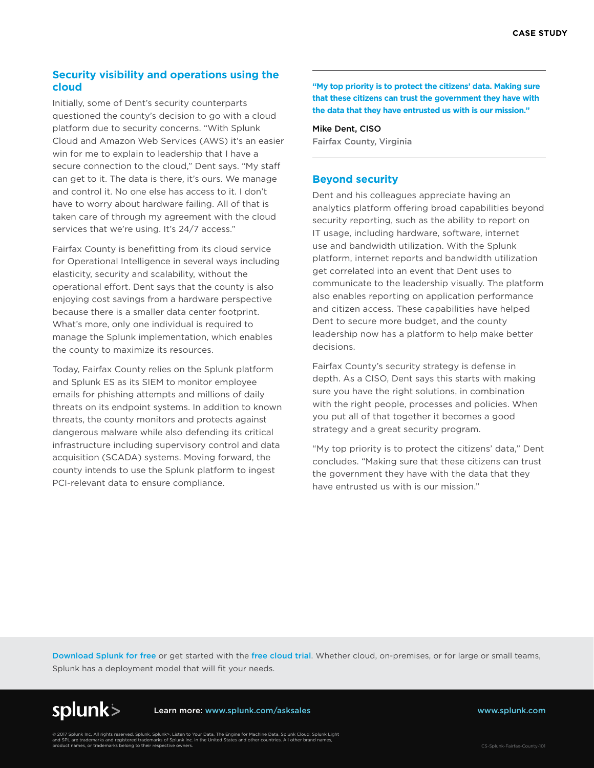## Security visibility and operations using the cloud

Initially, some of Dent's security counterparts questioned the county's decision to go with a cloud platform due to security concerns. "With Splunk Cloud and Amazon Web Services (AWS) it's an easier win for me to explain to leadership that I have a secure connection to the cloud," Dent says. "My staff can get to it. The data is there, it's ours. We manage and control it. No one else has access to it. I don't have to worry about hardware failing. All of that is taken care of through my agreement with the cloud services that we're using. It's 24/7 access."

Fairfax County is benefitting from its cloud service for Operational Intelligence in several ways including elasticity, security and scalability, without the operational effort. Dent says that the county is also enjoying cost savings from a hardware perspective because there is a smaller data center footprint. What's more, only one individual is required to manage the Splunk implementation, which enables the county to maximize its resources.

Today, Fairfax County relies on the Splunk platform and Splunk ES as its SIEM to monitor employee emails for phishing attempts and millions of daily threats on its endpoint systems. In addition to known threats, the county monitors and protects against dangerous malware while also defending its critical infrastructure including supervisory control and data acquisition (SCADA) systems. Moving forward, the county intends to use the Splunk platform to ingest PCI-relevant data to ensure compliance.

**"My top priority is to protect the citizens' data. Making sure that these citizens can trust the government they have with the data that they have entrusted us with is our mission."**

Mike Dent, CISO
Fairfax County, Virginia

## Beyond security

Dent and his colleagues appreciate having an analytics platform offering broad capabilities beyond security reporting, such as the ability to report on IT usage, including hardware, software, internet use and bandwidth utilization. With the Splunk platform, internet reports and bandwidth utilization get correlated into an event that Dent uses to communicate to the leadership visually. The platform also enables reporting on application performance and citizen access. These capabilities have helped Dent to secure more budget, and the county leadership now has a platform to help make better decisions.

Fairfax County's security strategy is defense in depth. As a CISO, Dent says this starts with making sure you have the right solutions, in combination with the right people, processes and policies. When you put all of that together it becomes a good strategy and a great security program.

"My top priority is to protect the citizens' data," Dent concludes. "Making sure that these citizens can trust the government they have with the data that they have entrusted us with is our mission."

Download Splunk for free or get started with the free cloud trial. Whether cloud, on-premises, or for large or small teams, Splunk has a deployment model that will fit your needs.

splunk>

Learn more: www.splunk.com/asksales

www.splunk.com

© 2017 Splunk Inc. All rights reserved. Splunk, Splunk>, Listen to Your Data, The Engine for Machine Data, Splunk Cloud, Splunk Light and SPL are trademarks and registered trademarks of Splunk Inc. in the United States and other countries. All other brand names, product names, or trademarks belong to their respective owners.

CS-Splunk-Fairfax-County-101